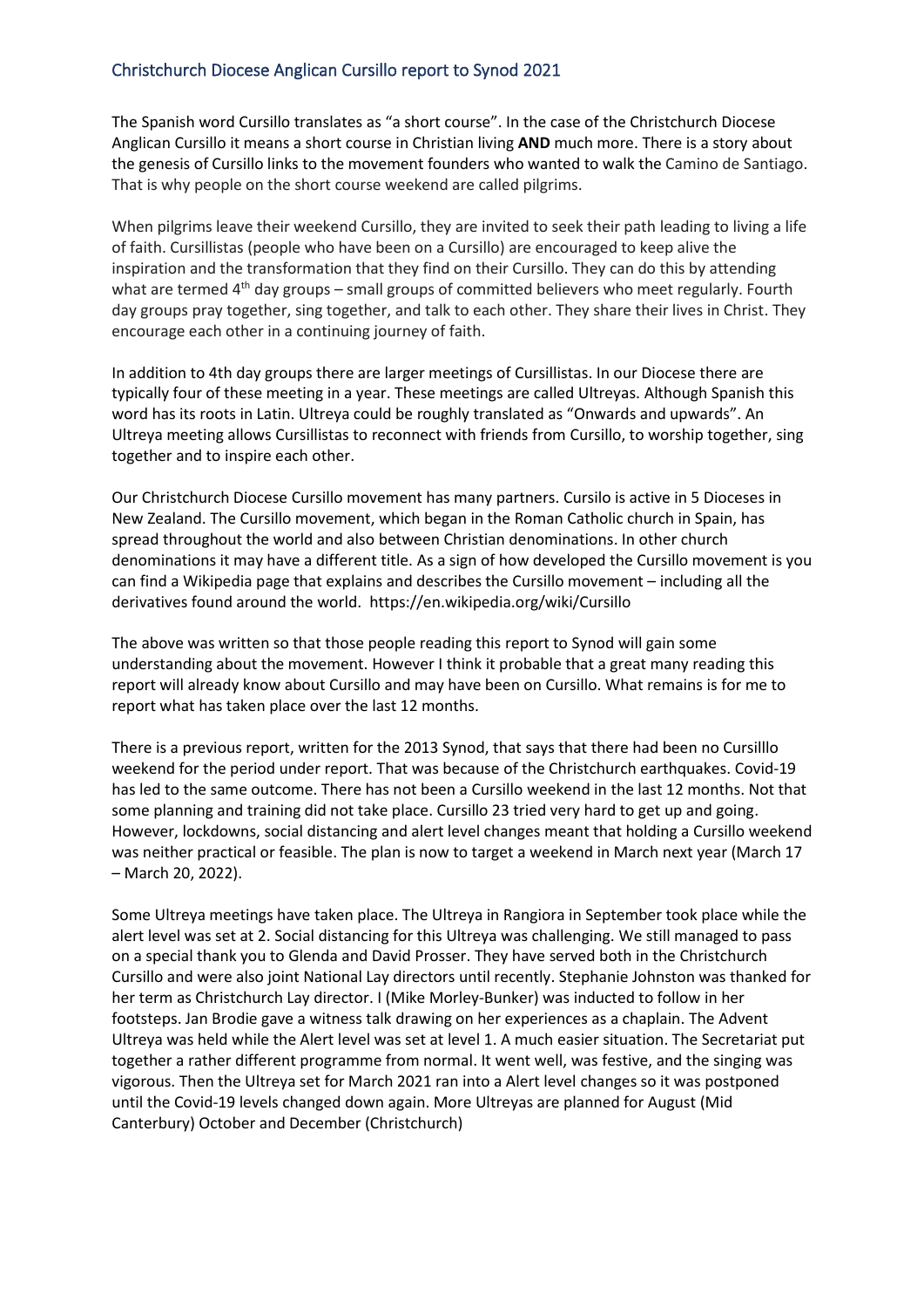## Christchurch Diocese Anglican Cursillo report to Synod 2021

The Spanish word Cursillo translates as "a short course". In the case of the Christchurch Diocese Anglican Cursillo it means a short course in Christian living **AND** much more. There is a story about the genesis of Cursillo links to the movement founders who wanted to walk the Camino de Santiago. That is why people on the short course weekend are called pilgrims.

When pilgrims leave their weekend Cursillo, they are invited to seek their path leading to living a life of faith. Cursillistas (people who have been on a Cursillo) are encouraged to keep alive the inspiration and the transformation that they find on their Cursillo. They can do this by attending what are termed 4th day groups – small groups of committed believers who meet regularly. Fourth day groups pray together, sing together, and talk to each other. They share their lives in Christ. They encourage each other in a continuing journey of faith.

In addition to 4th day groups there are larger meetings of Cursillistas. In our Diocese there are typically four of these meeting in a year. These meetings are called Ultreyas. Although Spanish this word has its roots in Latin. Ultreya could be roughly translated as "Onwards and upwards". An Ultreya meeting allows Cursillistas to reconnect with friends from Cursillo, to worship together, sing together and to inspire each other.

Our Christchurch Diocese Cursillo movement has many partners. Cursilo is active in 5 Dioceses in New Zealand. The Cursillo movement, which began in the Roman Catholic church in Spain, has spread throughout the world and also between Christian denominations. In other church denominations it may have a different title. As a sign of how developed the Cursillo movement is you can find a Wikipedia page that explains and describes the Cursillo movement – including all the derivatives found around the world. https://en.wikipedia.org/wiki/Cursillo

The above was written so that those people reading this report to Synod will gain some understanding about the movement. However I think it probable that a great many reading this report will already know about Cursillo and may have been on Cursillo. What remains is for me to report what has taken place over the last 12 months.

There is a previous report, written for the 2013 Synod, that says that there had been no Cursilllo weekend for the period under report. That was because of the Christchurch earthquakes. Covid-19 has led to the same outcome. There has not been a Cursillo weekend in the last 12 months. Not that some planning and training did not take place. Cursillo 23 tried very hard to get up and going. However, lockdowns, social distancing and alert level changes meant that holding a Cursillo weekend was neither practical or feasible. The plan is now to target a weekend in March next year (March 17 – March 20, 2022).

Some Ultreya meetings have taken place. The Ultreya in Rangiora in September took place while the alert level was set at 2. Social distancing for this Ultreya was challenging. We still managed to pass on a special thank you to Glenda and David Prosser. They have served both in the Christchurch Cursillo and were also joint National Lay directors until recently. Stephanie Johnston was thanked for her term as Christchurch Lay director. I (Mike Morley-Bunker) was inducted to follow in her footsteps. Jan Brodie gave a witness talk drawing on her experiences as a chaplain. The Advent Ultreya was held while the Alert level was set at level 1. A much easier situation. The Secretariat put together a rather different programme from normal. It went well, was festive, and the singing was vigorous. Then the Ultreya set for March 2021 ran into a Alert level changes so it was postponed until the Covid-19 levels changed down again. More Ultreyas are planned for August (Mid Canterbury) October and December (Christchurch)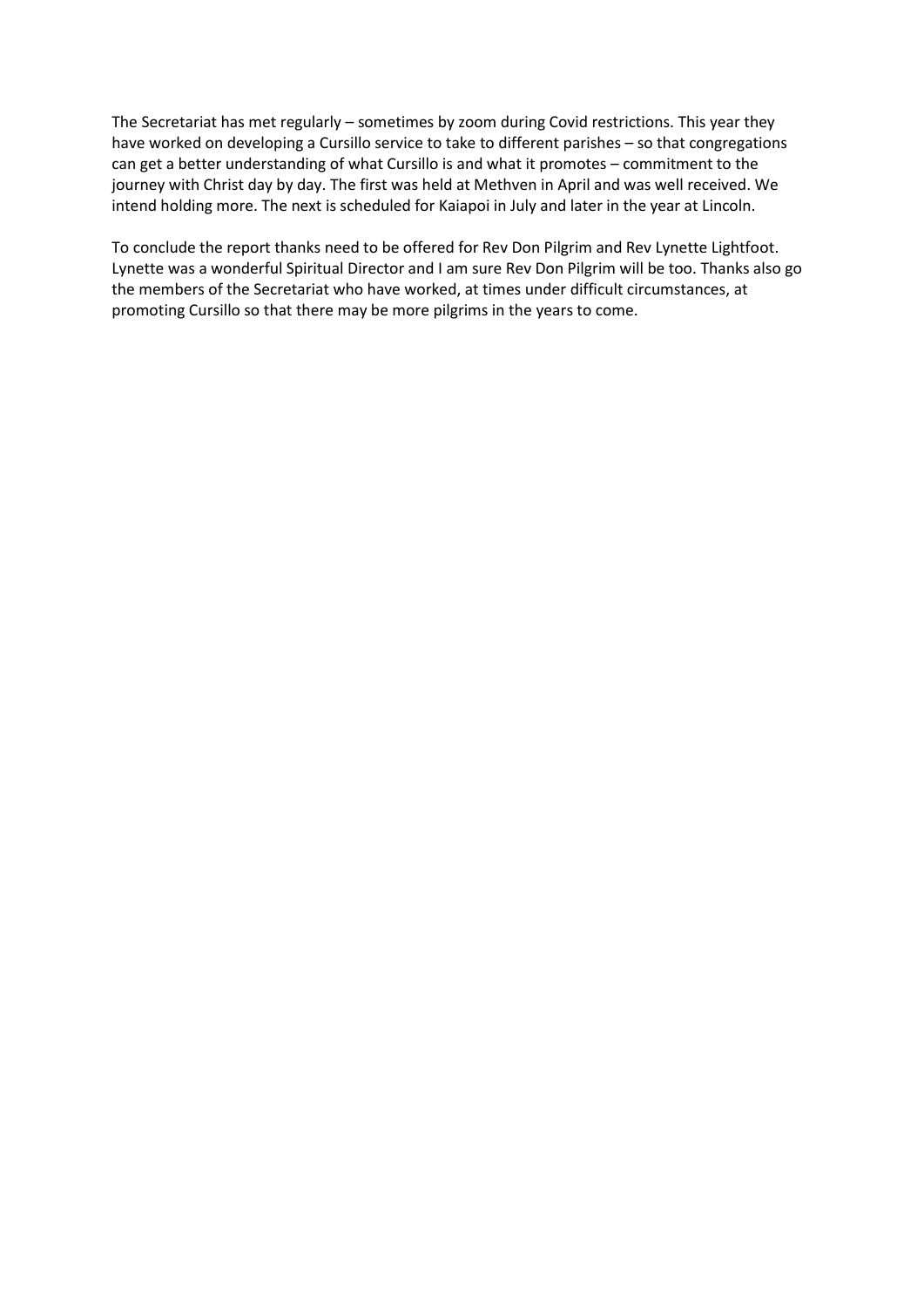The Secretariat has met regularly – sometimes by zoom during Covid restrictions. This year they have worked on developing a Cursillo service to take to different parishes – so that congregations can get a better understanding of what Cursillo is and what it promotes – commitment to the journey with Christ day by day. The first was held at Methven in April and was well received. We intend holding more. The next is scheduled for Kaiapoi in July and later in the year at Lincoln.

To conclude the report thanks need to be offered for Rev Don Pilgrim and Rev Lynette Lightfoot. Lynette was a wonderful Spiritual Director and I am sure Rev Don Pilgrim will be too. Thanks also go the members of the Secretariat who have worked, at times under difficult circumstances, at promoting Cursillo so that there may be more pilgrims in the years to come.